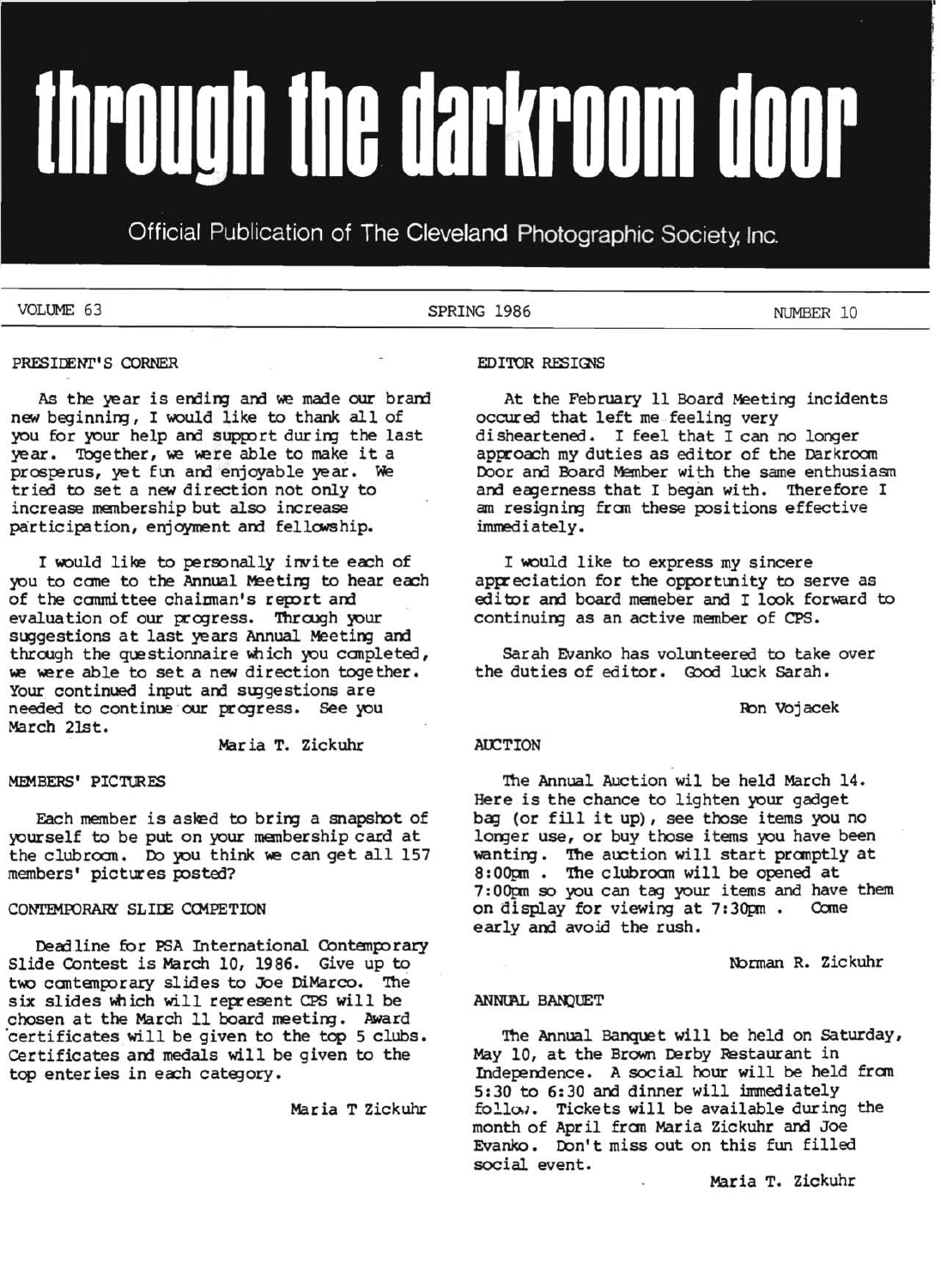# through the darkroom door

Official Publication of The Cleveland Photographic Society, Inc.

VOLUME 63 SPRING 1986 NUMBER 10

## PRESIDENT'S CORNER

As the year is ending and we made our brand new beginning, I would like to thank all of you for your help and support during the last year. Together, we were able to make it a prosperus, yet fun and enjoyable year. We tried to set a new direction not only to increase membership but also increase participation, enjoyment and fellowship.

I would like to personally invite each of you to come to the Annual Meeting to hear each of the committee chairman's report and evaluation of our progress. Through your suggestions at last years Annual Meeting and through the questionnaire which you completed, we were able to set a new direction together. Your continued input and suggestions are needed to continue our progress. See you March 21st.

Maria T. Zickuhr

## MEMBERS' PICTURES

Each member is asked to bring a snapshot of yourself to be put on your membership card at the clubroom. Do you think we can get all 157 members' pictures posted?

## CONTEMPORARY SLIDE COMPETION

Deadline for PSA International Contemporary Slide Contest is March 10, 1986. Give up to two contemporary slides to Joe DiMarco. The six slides which will represent CPS will be chosen at the March 11 board meeting. Award certificates will be given to the top 5 clubs. Certificates and medals will be given to the top enteries in each category.

Maria T Zickuhr

## EDITOR RESIGNS

At the February 11 Board Meeting incidents occured that left me feeling very disheartened. I feel that I can no longer approach my duties as editor of the Darkroom Door and Board Member with the same enthusiasm and eagerness that I began with. Therefore I am resigning from these positions effective immediately.

I would like to express my sincere appreciation for the opportunity to serve as editor and board memeber and I look forward to continuing as an active member of CPS.

Sarah Evanko has volunteered to take over the duties of editor. Good luck Sarah.

Ron Vojacek

## AUCTION

The Annual Auction wil be held March 14. Here is the chance to lighten your gadget bag (or fill it up), see those items you no longer use, or buy those items you have been wanting. The auction will start promptly at 8:00pm. The clubroom will be opened at 7:00pm so you can tag your items and have them on display for viewing at 7:30pm. Come early and avoid the rush.

Norman R. Zickuhr

## ANNUAL BANQUET

The Annual Banquet will be held on Saturday, May 10, at the Brown Derby Restaurant in Independence. A social hour will be held from 5:30 to 6:30 and dinner will immediately follow. Tickets will be available during the month of April from Maria Zickuhr and Joe Evanko. Don't miss out on this fun filled social event.

Maria T. Zickuhr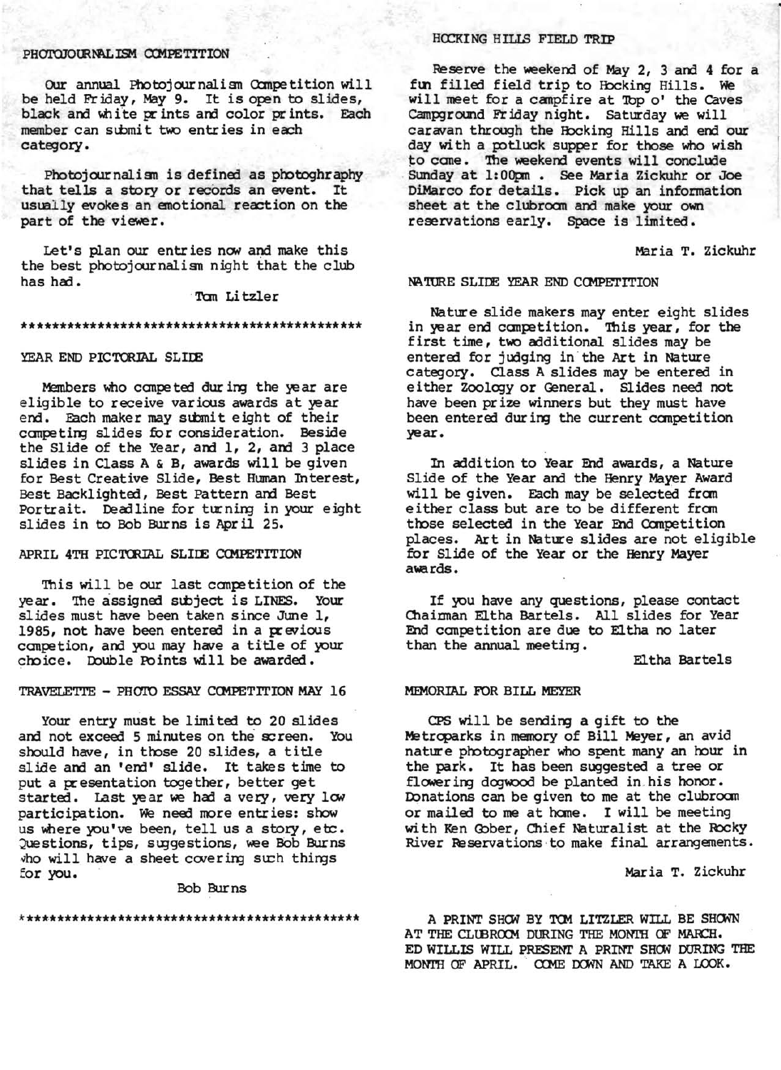## PHOTOJOURNALISM COMPETITION

Our annual Photojournalism Competition will be held Friday, May 9. It is open to slides, black and white prints and color prints. Each member can submit two entries in each category.

Photojournalism is defined as photoghraphy that tells a story or records an event. It usually evokes an emotional reaction on the part of the viewer.

Let's plan our entries now and make this the best photojournalism night that the club has had.

Tom Litzler

*********************************************

## YEAR END PICTORIAL SLIDE

Members who competed during the year are eligible to receive various awards at year end. Each maker may submit eight of their competing slides for consideration. Beside the Slide of the Year, and 1, 2, and 3 place slides in Class A & B, awards will be given for Best Creative Slide, Best Human Interest, Best Backlighted, Best Pattern and Best Portrait. Deadline for turning in your eight slides in to Bob Burns is April 25.

## APRIL 4TH PICTORIAL SLIDE COMPETITION

This will be our last competition of the year. The assigned subject is LINES. Your slides must have been taken since June 1, 1985, not have been entered in a previous competion, and you may have a title of your choice. Double Points will be awarded.

## TRAVELETTE - PHOTO ESSAY COMPETITION MAY 16

Your entry must be limited to 20 slides and not exceed 5 minutes on the screen. You should have, in those 20 slides, a title slide and an 'end' slide. It takes time to put a presentation together, better get started. Last year we had a very, very low participation. We need more entries: show us where you've been, tell us a story, etc. Questions, tips, suggestions, see Bob Burns who will have a sheet covering such things for you.

Bob Burns

*********************************************

## HOCKING HILLS FIELD TRIP

Reserve the weekend of May 2, 3 and 4 for a fun filled field trip to Hocking Hills. We will meet for a campfire at Top o' the Caves Campground Friday night. Saturday we will caravan through the Hocking Hills and end our day with a potluck supper for those who wish to come. The weekend events will conclude Sunday at 1:00pm . See Maria Zickuhr or Joe DiMarco for details. Pick up an information sheet at the clubroom and make your own reservations early. Space is limited.

Maria T. Zickuhr

## NATURE SLIDE YEAR END COMPETITION

Nature slide makers may enter eight slides in year end competition. This year, for the first time, two additional slides may be entered for judging in the Art in Nature category. Class A slides may be entered in either Zoology or General. Slides need not have been prize winners but they must have been entered during the current competition year.

In addition to Year End awards, a Nature Slide of the Year and the Henry Mayer Award will be given. Each may be selected from either class but are to be different from those selected in the Year End Competition places. Art in Nature slides are not eligible for Slide of the Year or the Henry Mayer awards.

If you have any questions, please contact Chairman Eltha Bartels. All slides for Year End competition are due to Eltha no later than the annual meeting.

Eltha Bartels

## MEMORIAL FOR BILL MEYER

CPS will be sending a gift to the Metroparks in memory of Bill Meyer, an avid nature photographer who spent many an hour in the park. It has been suggested a tree or flowering dogwood be planted in his honor. Donations can be given to me at the clubroom or mailed to me at home. I will be meeting with Ken Gober, Chief Naturalist at the Rocky River Reservations to make final arrangements.

Maria T. Zickuhr

A PRINT SHOW BY TOM LITZLER WILL BE SHOWN AT THE CLUBROOM DURING THE MONTH OF MARCH. ED WILLIS WILL PRESENT A PRINT SHOW DURING THE MONTH OF APRIL. COME DOWN AND TAKE A LOOK.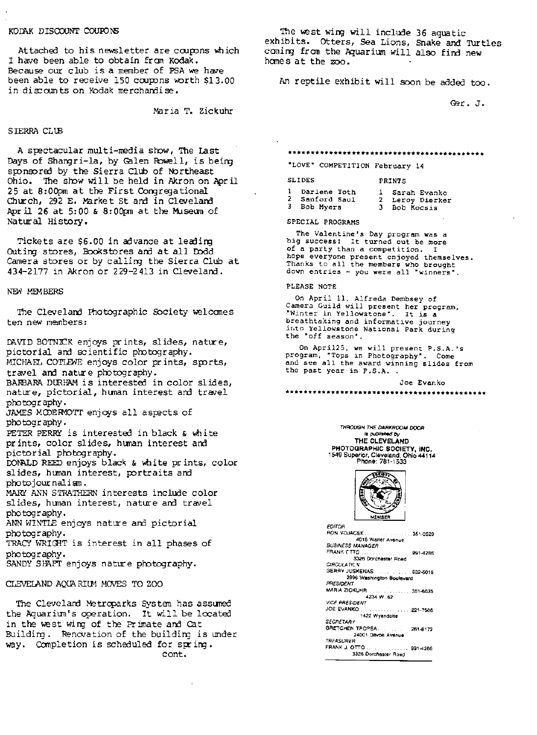## KODAK DISCOUNT COUPONS

Attached to his newsletter are coupons which I have been able to obtain from Kodak. Because our club is a member of PSA we have been able to receive 150 coupons worth $13.00 in discounts on Kodak merchandise.

Maria T. Zickuhr

## SIERRA CLUB

A spectacular multi-media show, The Last Days of Shangri-la, by Galen Rowell, is being sponsored by the Sierra Club of Northeast Ohio. The show will be held in Akron on April 25 at 8:00pm at the First Congregational Church, 292 E. Market St and in Cleveland April 26 at 5:00 & 8:00pm at the Museum of Natural History.

Tickets are $6.00 in advance at leading Outing stores, Bookstores and at all Dodd Camera stores or by calling the Sierra Club at 434-2177 in Akron or 229-2413 in Cleveland.

## NEW MEMBERS

The Cleveland Photographic Society welcomes ten new members:

DAVID BOTNICK enjoys prints, slides, nature, pictorial and scientific photography.
MICHAEL COTLEWE enjoys color prints, sports, travel and nature photography.
BARBARA DURHAM is interested in color slides, nature, pictorial, human interest and travel photography.
JAMES MCDERMOTT enjoys all aspects of photography.
PETER PERRY is interested in black & white prints, color slides, human interest and pictorial photography.
DONALD REED enjoys black & white prints, color slides, human interest, portraits and photojournalism.
MARY ANN STRATHERN interests include color slides, human interest, nature and travel photography.
ANN WINTLE enjoys nature and pictorial photography.
TRACY WRIGHT is interest in all phases of photography.
SANDY SHAFT enjoys nature photography.

## CLEVELAND AQUARIUM MOVES TO ZOO

The Cleveland Metroparks System has assumed the Aquarium's operation. It will be located in the west wing of the Primate and Cat Building. Renovation of the building is under way. Completion is scheduled for spring.

cont.

The west wing will include 36 aquatic exhibits. Otters, Sea Lions, Snake and Turtles coming from the Aquarium will also find new homes at the zoo.

An reptile exhibit will soon be added too.

Ger. J.

*******************************************

"LOVE" COMPETITION February 14

| SLIDES | PRINTS |
|---|---|
| 1 Darlene Toth | 1 Sarah Evanko |
| 2 Sanford Saul | 2 Leroy Dierker |
| 3 Bob Myers | 3 Bob Kocsis |

SPECIAL PROGRAMS

The Valentine's Day program was a big success! It turned out be more of a party than a competition. I hope everyone present enjoyed themselves. Thanks to all the members who brought down entries - you were all "winners".

PLEASE NOTE

On April 11, Alfreda Dembsey of Camera Guild will present her program, "Winter in Yellowstone". It is a breathtaking and informative journey into Yellowstone National Park during the "off season".

On April25, we will present P.S.A.'s program, "Tops in Photography". Come and see all the award winning slides from the past year in P.S.A. .

Joe Evanko

*******************************************

*THROUGH THE DARKROOM DOOR* is published by
**THE CLEVELAND PHOTOGRAPHIC SOCIETY, INC.**
1549 Superior, Cleveland, Ohio 44114
Phone: 781-1533

MEMBER

*EDITOR*
RON VOJACEK .......... 351-0529
4016 Walter Avenue

*BUSINESS MANAGER*
FRANK OTTO .......... 991-4286
3326 Dorchester Road

*CIRCULATION*
GERRY JUSKENAS .......... 632-5019
2896 Washington Boulevard

*PRESIDENT*
MARIA ZICKUHR .......... 351-6035
4234 W. 62

*VICE PRESIDENT*
JOE EVANKO .......... 221-7506
1422 Wyandotte

*SECRETARY*
GRETCHEN TROPEA .......... 261-6172
24001 Devoe Avenue

*TREASURER*
FRANK J. OTTO .......... 991-4286
3326 Dorchester Road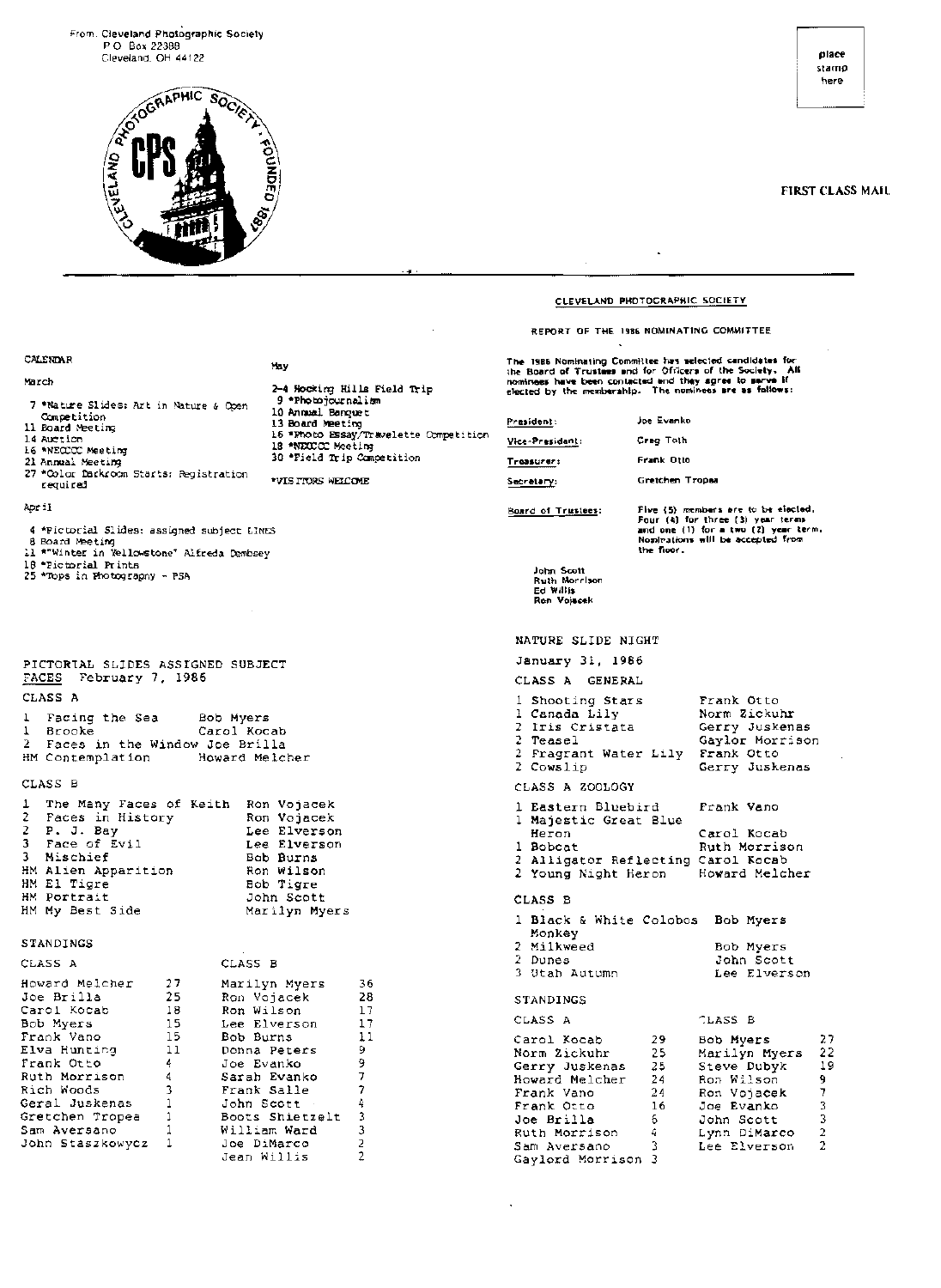From: Cleveland Photographic Society
P.O. Box 22388
Cleveland, OH 44122

CLEVELAND PHOTOGRAPHIC SOCIETY · CPS · FOUNDED 1887

place stamp here

FIRST CLASS MAIL

## CALENDAR

**March**

- 7 *Nature Slides: Art in Nature & Open Competition
- 11 Board Meeting
- 14 Auction
- 16 *NEOCCC Meeting
- 21 Annual Meeting
- 27 *Color Darkroom Starts: Registration required

**April**

- 4 *Pictorial Slides: assigned subject LINES
- 8 Board Meeting
- 11 *"Winter in Yellowstone" Alfreda Dombsey
- 18 *Pictorial Prints
- 25 *Tops in Photography - PSA

**May**

- 2-4 Hocking Hills Field Trip
- 9 *Photojournalism
- 10 Annual Banquet
- 13 Board Meeting
- 16 *Photo Essay/Travelette Competition
- 18 *NEOCCC Meeting
- 30 *Field Trip Competition

*VISITORS WELCOME

## CLEVELAND PHOTOGRAPHIC SOCIETY

### REPORT OF THE 1986 NOMINATING COMMITTEE

The 1986 Nominating Committee has selected candidates for the Board of Trustees and for Officers of the Society. All nominees have been contacted and they agree to serve if elected by the membership. The nominees are as follows:

| | |
|---|---|
| President: | Joe Evanko |
| Vice-President: | Greg Toth |
| Treasurer: | Frank Otto |
| Secretary: | Gretchen Tropea |
| Board of Trustees: | Five (5) members are to be elected. Four (4) for three (3) year terms and one (1) for a two (2) year term. Nominations will be accepted from the floor. |

John Scott
Ruth Morrison
Ed Willis
Ron Vojacek

## PICTORIAL SLIDES ASSIGNED SUBJECT FACES February 7, 1986

**CLASS A**

| | | |
|---|---|---|
| 1 | Facing the Sea | Bob Myers |
| 1 | Brooke | Carol Kocab |
| 2 | Faces in the Window | Joe Brilla |
| HM | Contemplation | Howard Melcher |

**CLASS B**

| | | |
|---|---|---|
| 1 | The Many Faces of Keith | Ron Vojacek |
| 2 | Faces in History | Ron Vojacek |
| 2 | P. J. Bay | Lee Elverson |
| 3 | Face of Evil | Lee Elverson |
| 3 | Mischief | Bob Burns |
| HM | Alien Apparition | Ron Wilson |
| HM | El Tigre | Bob Tigre |
| HM | Portrait | John Scott |
| HM | My Best Side | Marilyn Myers |

**STANDINGS**

| CLASS A | | CLASS B | |
|---|---|---|---|
| Howard Melcher | 27 | Marilyn Myers | 36 |
| Joe Brilla | 25 | Ron Vojacek | 28 |
| Carol Kocab | 18 | Ron Wilson | 17 |
| Bob Myers | 15 | Lee Elverson | 17 |
| Frank Vano | 15 | Bob Burns | 11 |
| Elva Hunting | 11 | Donna Peters | 9 |
| Frank Otto | 4 | Joe Evanko | 9 |
| Ruth Morrison | 4 | Sarah Evanko | 7 |
| Rich Woods | 3 | Frank Salle | 7 |
| Geral Juskenas | 1 | John Scott | 4 |
| Gretchen Tropea | 1 | Boots Shietzelt | 3 |
| Sam Aversano | 1 | William Ward | 3 |
| John Staszkowycz | 1 | Joe DiMarco | 2 |
| | | Jean Willis | 2 |

## NATURE SLIDE NIGHT

January 31, 1986

**CLASS A GENERAL**

| | | |
|---|---|---|
| 1 | Shooting Stars | Frank Otto |
| 1 | Canada Lily | Norm Zickuhr |
| 2 | Iris Cristata | Gerry Juskenas |
| 2 | Teasel | Gaylor Morrison |
| 2 | Fragrant Water Lily | Frank Otto |
| 2 | Cowslip | Gerry Juskenas |

**CLASS A ZOOLOGY**

| | | |
|---|---|---|
| 1 | Eastern Bluebird | Frank Vano |
| 1 | Majestic Great Blue Heron | Carol Kocab |
| 1 | Bobcat | Ruth Morrison |
| 2 | Alligator Reflecting | Carol Kocab |
| 2 | Young Night Heron | Howard Melcher |

**CLASS B**

| | | |
|---|---|---|
| 1 | Black & White Colobos Monkey | Bob Myers |
| 2 | Milkweed | Bob Myers |
| 2 | Dunes | John Scott |
| 3 | Utah Autumn | Lee Elverson |

**STANDINGS**

| CLASS A | | CLASS B | |
|---|---|---|---|
| Carol Kocab | 29 | Bob Myers | 27 |
| Norm Zickuhr | 25 | Marilyn Myers | 22 |
| Gerry Juskenas | 25 | Steve Dubyk | 19 |
| Howard Melcher | 24 | Ron Wilson | 9 |
| Frank Vano | 24 | Ron Vojacek | 7 |
| Frank Otto | 16 | Joe Evanko | 3 |
| Joe Brilla | 6 | John Scott | 3 |
| Ruth Morrison | 4 | Lynn DiMarco | 2 |
| Sam Aversano | 3 | Lee Elverson | 2 |
| Gaylord Morrison | 3 | | |